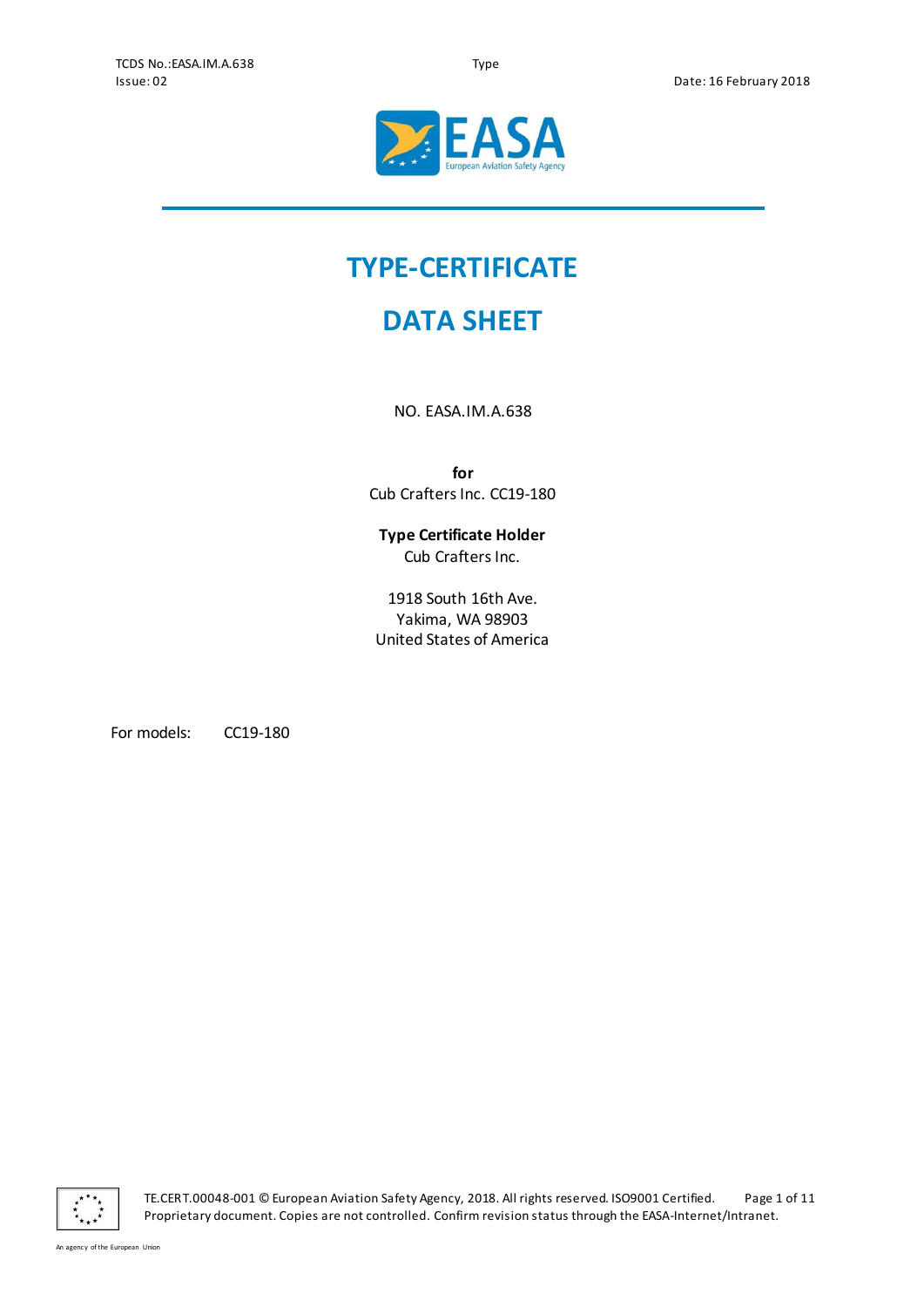# TYPE-CERTIFICATE

# DATA SHEET

NO. EASA.IM.A.638

**for**
Cub Crafters Inc. CC19-180

**Type Certificate Holder**
Cub Crafters Inc.

1918 South 16th Ave.
Yakima, WA 98903
United States of America

For models: CC19-180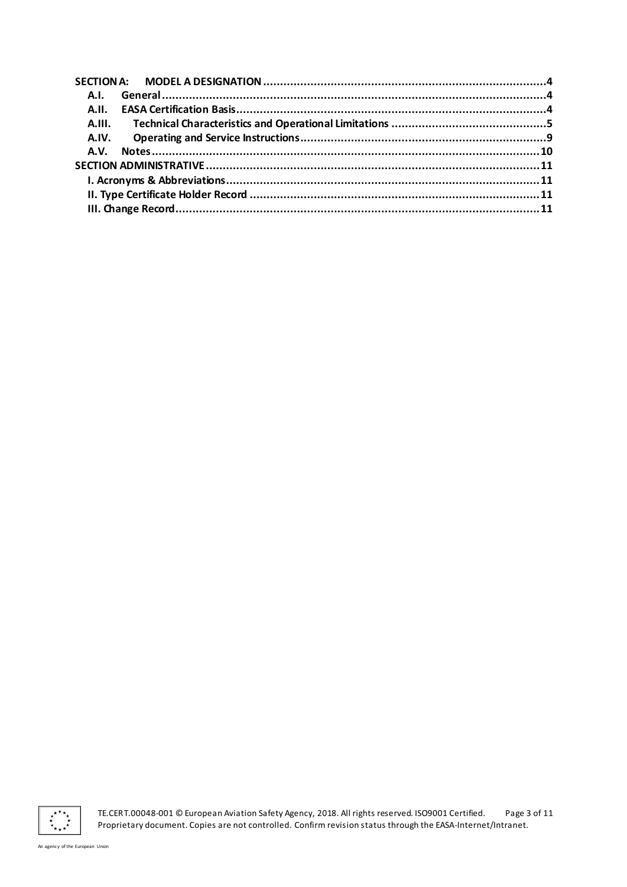**SECTION A: MODEL A DESIGNATION** .......... 4

- **A.I. General** .......... 4
- **A.II. EASA Certification Basis** .......... 4
- **A.III. Technical Characteristics and Operational Limitations** .......... 5
- **A.IV. Operating and Service Instructions** .......... 9
- **A.V. Notes** .......... 10

**SECTION ADMINISTRATIVE** .......... 11

- **I. Acronyms & Abbreviations** .......... 11
- **II. Type Certificate Holder Record** .......... 11
- **III. Change Record** .......... 11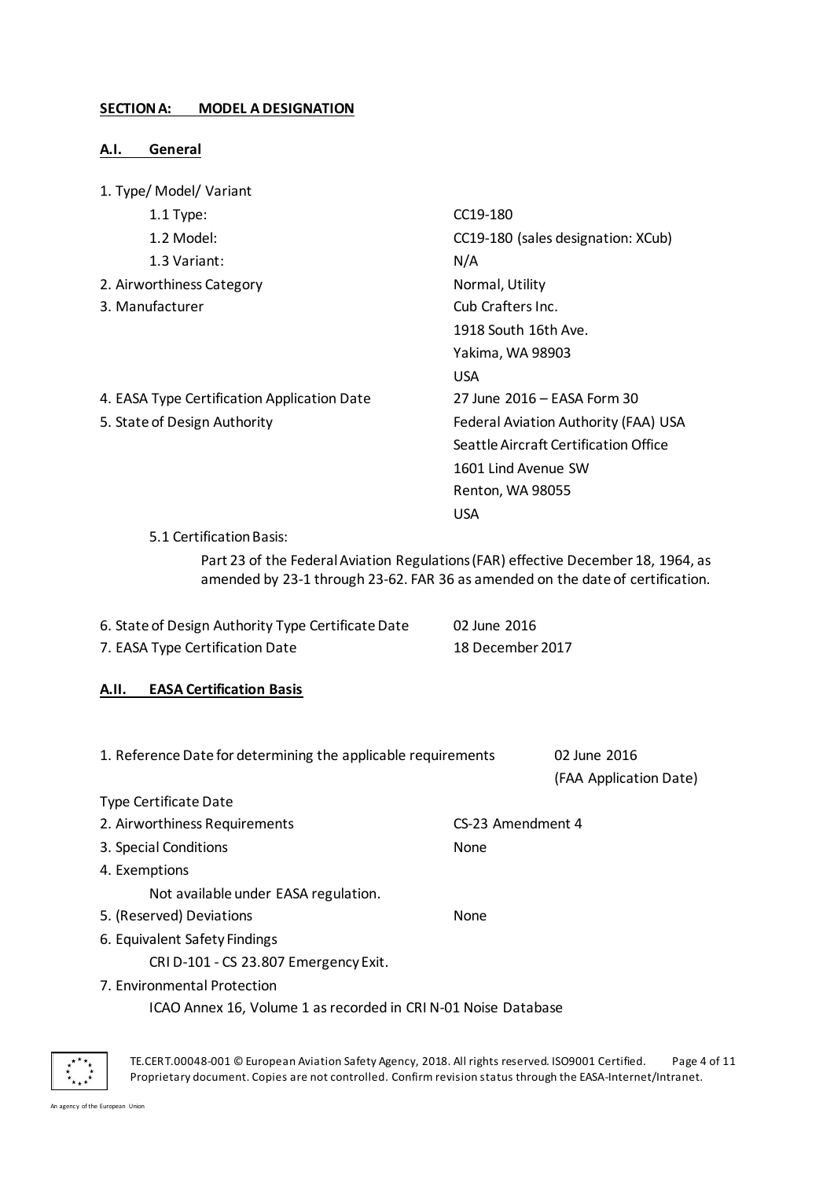## SECTION A: MODEL A DESIGNATION

### A.I. General

1. Type/ Model/ Variant

| | |
|---|---|
| 1.1 Type: | CC19-180 |
| 1.2 Model: | CC19-180 (sales designation: XCub) |
| 1.3 Variant: | N/A |
| 2. Airworthiness Category | Normal, Utility |
| 3. Manufacturer | Cub Crafters Inc.<br>1918 South 16th Ave.<br>Yakima, WA 98903<br>USA |
| 4. EASA Type Certification Application Date | 27 June 2016 – EASA Form 30 |
| 5. State of Design Authority | Federal Aviation Authority (FAA) USA<br>Seattle Aircraft Certification Office<br>1601 Lind Avenue SW<br>Renton, WA 98055<br>USA |

5.1 Certification Basis:

Part 23 of the Federal Aviation Regulations (FAR) effective December 18, 1964, as amended by 23-1 through 23-62. FAR 36 as amended on the date of certification.

| | |
|---|---|
| 6. State of Design Authority Type Certificate Date | 02 June 2016 |
| 7. EASA Type Certification Date | 18 December 2017 |

### A.II. EASA Certification Basis

1. Reference Date for determining the applicable requirements: 02 June 2016 (FAA Application Date)

Type Certificate Date

2. Airworthiness Requirements: CS-23 Amendment 4
3. Special Conditions: None
4. Exemptions

   Not available under EASA regulation.

5. (Reserved) Deviations: None
6. Equivalent Safety Findings

   CRI D-101 - CS 23.807 Emergency Exit.

7. Environmental Protection

   ICAO Annex 16, Volume 1 as recorded in CRI N-01 Noise Database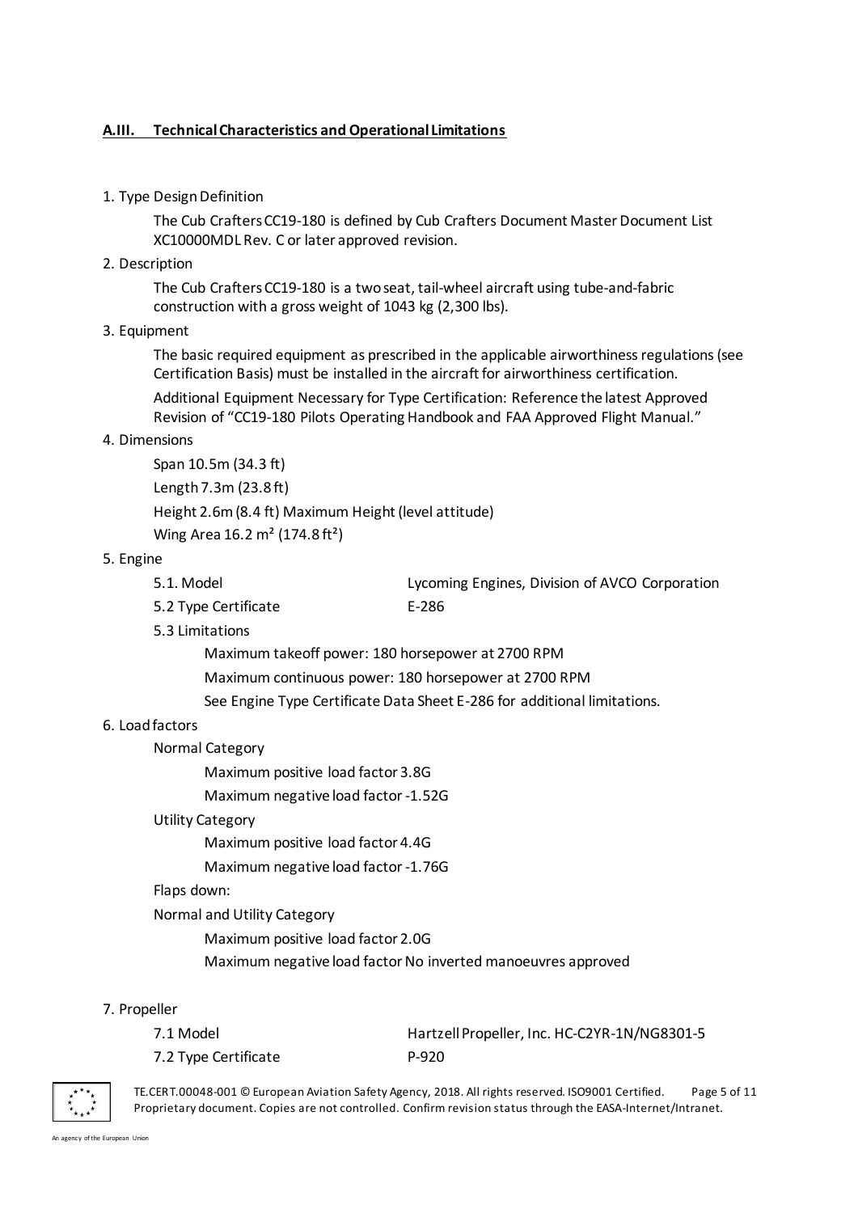## A.III. Technical Characteristics and Operational Limitations

1. Type Design Definition

   The Cub Crafters CC19-180 is defined by Cub Crafters Document Master Document List XC10000MDL Rev. C or later approved revision.

2. Description

   The Cub Crafters CC19-180 is a two seat, tail-wheel aircraft using tube-and-fabric construction with a gross weight of 1043 kg (2,300 lbs).

3. Equipment

   The basic required equipment as prescribed in the applicable airworthiness regulations (see Certification Basis) must be installed in the aircraft for airworthiness certification.

   Additional Equipment Necessary for Type Certification: Reference the latest Approved Revision of "CC19-180 Pilots Operating Handbook and FAA Approved Flight Manual."

4. Dimensions

   Span 10.5m (34.3 ft)

   Length 7.3m (23.8 ft)

   Height 2.6m (8.4 ft) Maximum Height (level attitude)

   Wing Area 16.2 m² (174.8 ft²)

5. Engine

   5.1. Model — Lycoming Engines, Division of AVCO Corporation

   5.2 Type Certificate — E-286

   5.3 Limitations

   Maximum takeoff power: 180 horsepower at 2700 RPM

   Maximum continuous power: 180 horsepower at 2700 RPM

   See Engine Type Certificate Data Sheet E-286 for additional limitations.

6. Load factors

   Normal Category

   Maximum positive load factor 3.8G

   Maximum negative load factor -1.52G

   Utility Category

   Maximum positive load factor 4.4G

   Maximum negative load factor -1.76G

   Flaps down:

   Normal and Utility Category

   Maximum positive load factor 2.0G

   Maximum negative load factor No inverted manoeuvres approved

7. Propeller

   7.1 Model — Hartzell Propeller, Inc. HC-C2YR-1N/NG8301-5

   7.2 Type Certificate — P-920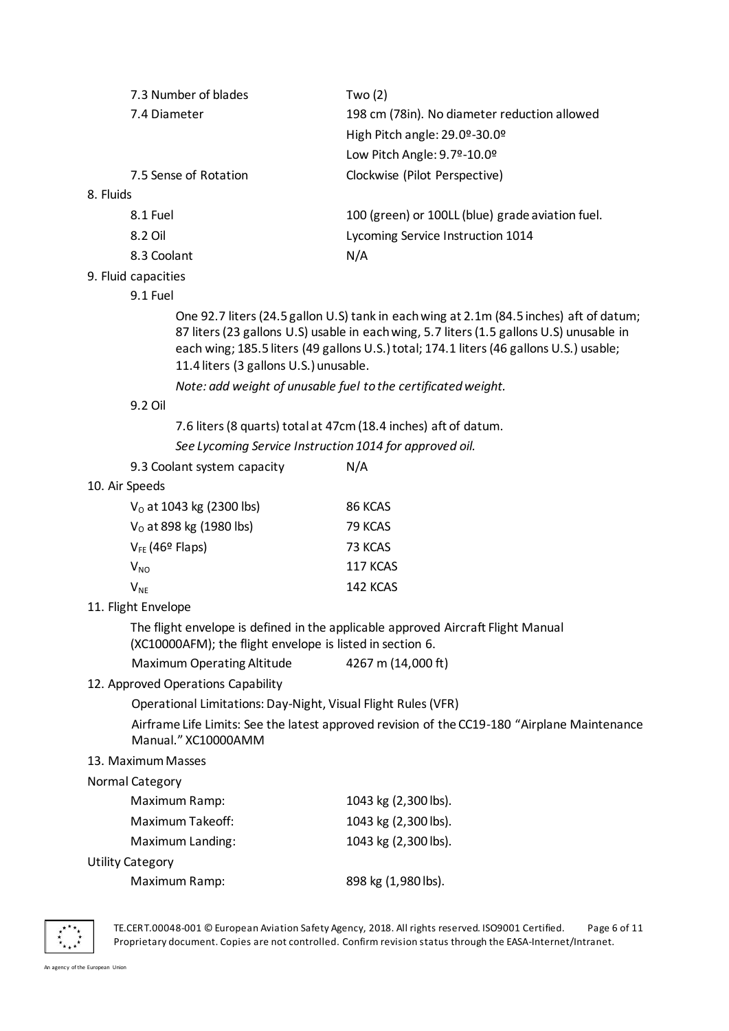| | |
|---|---|
| 7.3 Number of blades | Two (2) |
| 7.4 Diameter | 198 cm (78in). No diameter reduction allowed<br>High Pitch angle: 29.0º-30.0º<br>Low Pitch Angle: 9.7º-10.0º |
| 7.5 Sense of Rotation | Clockwise (Pilot Perspective) |

8. Fluids

| | |
|---|---|
| 8.1 Fuel | 100 (green) or 100LL (blue) grade aviation fuel. |
| 8.2 Oil | Lycoming Service Instruction 1014 |
| 8.3 Coolant | N/A |

9. Fluid capacities

9.1 Fuel

One 92.7 liters (24.5 gallon U.S) tank in each wing at 2.1m (84.5 inches) aft of datum; 87 liters (23 gallons U.S) usable in each wing, 5.7 liters (1.5 gallons U.S) unusable in each wing; 185.5 liters (49 gallons U.S.) total; 174.1 liters (46 gallons U.S.) usable; 11.4 liters (3 gallons U.S.) unusable.

*Note: add weight of unusable fuel to the certificated weight.*

9.2 Oil

7.6 liters (8 quarts) total at 47cm (18.4 inches) aft of datum.

*See Lycoming Service Instruction 1014 for approved oil.*

| | |
|---|---|
| 9.3 Coolant system capacity | N/A |

10. Air Speeds

| | |
|---|---|
| $V_O$ at 1043 kg (2300 lbs) | 86 KCAS |
| $V_O$ at 898 kg (1980 lbs) | 79 KCAS |
| $V_{FE}$ (46º Flaps) | 73 KCAS |
| $V_{NO}$ | 117 KCAS |
| $V_{NE}$ | 142 KCAS |

11. Flight Envelope

The flight envelope is defined in the applicable approved Aircraft Flight Manual (XC10000AFM); the flight envelope is listed in section 6.

| | |
|---|---|
| Maximum Operating Altitude | 4267 m (14,000 ft) |

12. Approved Operations Capability

Operational Limitations: Day-Night, Visual Flight Rules (VFR)

Airframe Life Limits: See the latest approved revision of the CC19-180 "Airplane Maintenance Manual." XC10000AMM

13. Maximum Masses

Normal Category

| | |
|---|---|
| Maximum Ramp: | 1043 kg (2,300 lbs). |
| Maximum Takeoff: | 1043 kg (2,300 lbs). |
| Maximum Landing: | 1043 kg (2,300 lbs). |

Utility Category

| | |
|---|---|
| Maximum Ramp: | 898 kg (1,980 lbs). |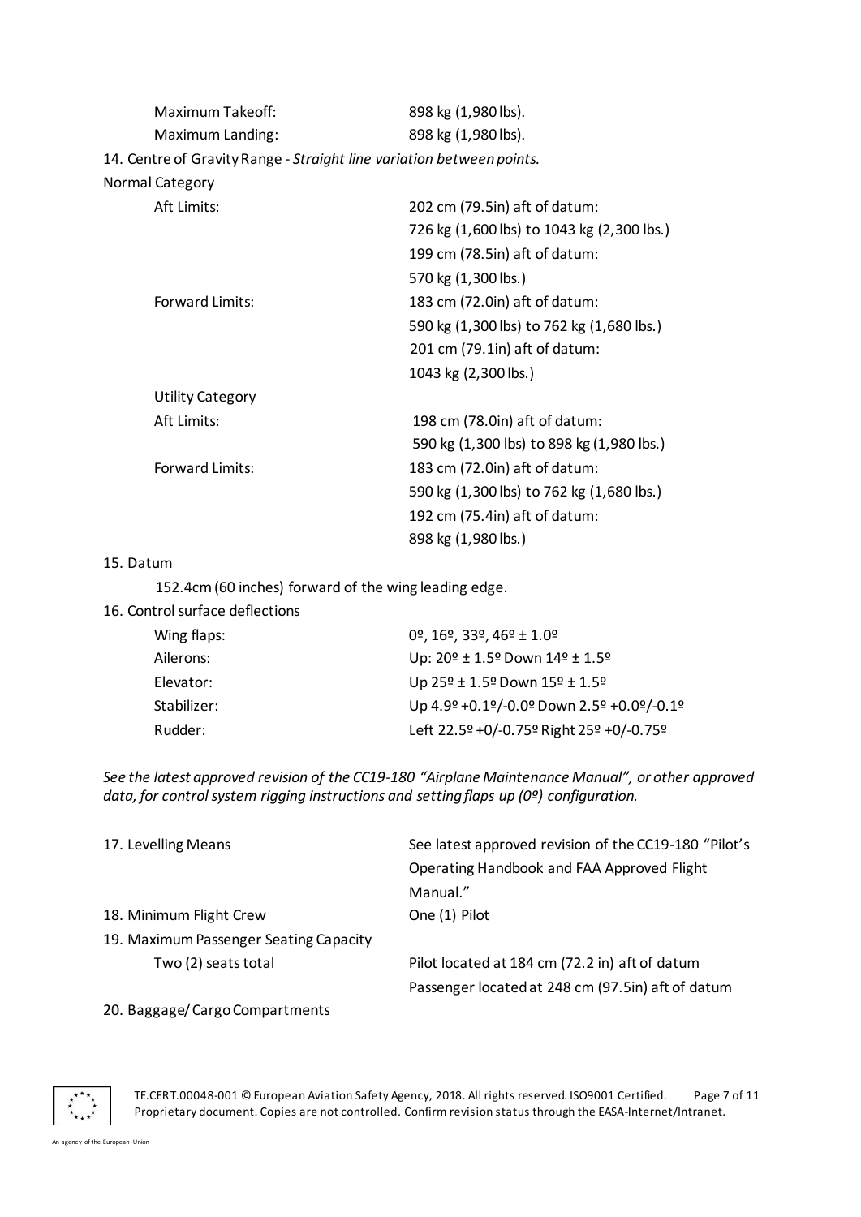| | |
|---|---|
| Maximum Takeoff: | 898 kg (1,980 lbs). |
| Maximum Landing: | 898 kg (1,980 lbs). |

14. Centre of Gravity Range - *Straight line variation between points.*

Normal Category

| | |
|---|---|
| Aft Limits: | 202 cm (79.5in) aft of datum: |
| | 726 kg (1,600 lbs) to 1043 kg (2,300 lbs.) |
| | 199 cm (78.5in) aft of datum: |
| | 570 kg (1,300 lbs.) |
| Forward Limits: | 183 cm (72.0in) aft of datum: |
| | 590 kg (1,300 lbs) to 762 kg (1,680 lbs.) |
| | 201 cm (79.1in) aft of datum: |
| | 1043 kg (2,300 lbs.) |
| Utility Category | |
| Aft Limits: | 198 cm (78.0in) aft of datum: |
| | 590 kg (1,300 lbs) to 898 kg (1,980 lbs.) |
| Forward Limits: | 183 cm (72.0in) aft of datum: |
| | 590 kg (1,300 lbs) to 762 kg (1,680 lbs.) |
| | 192 cm (75.4in) aft of datum: |
| | 898 kg (1,980 lbs.) |

15. Datum

152.4cm (60 inches) forward of the wing leading edge.

16. Control surface deflections

| | |
|---|---|
| Wing flaps: | 0º, 16º, 33º, 46º ± 1.0º |
| Ailerons: | Up: 20º ± 1.5º Down 14º ± 1.5º |
| Elevator: | Up 25º ± 1.5º Down 15º ± 1.5º |
| Stabilizer: | Up 4.9º +0.1º/-0.0º Down 2.5º +0.0º/-0.1º |
| Rudder: | Left 22.5º +0/-0.75º Right 25º +0/-0.75º |

*See the latest approved revision of the CC19-180 "Airplane Maintenance Manual", or other approved data, for control system rigging instructions and setting flaps up (0º) configuration.*

| | |
|---|---|
| 17. Levelling Means | See latest approved revision of the CC19-180 "Pilot's Operating Handbook and FAA Approved Flight Manual." |
| 18. Minimum Flight Crew | One (1) Pilot |
| 19. Maximum Passenger Seating Capacity | |
| Two (2) seats total | Pilot located at 184 cm (72.2 in) aft of datum |
| | Passenger located at 248 cm (97.5in) aft of datum |

20. Baggage/ Cargo Compartments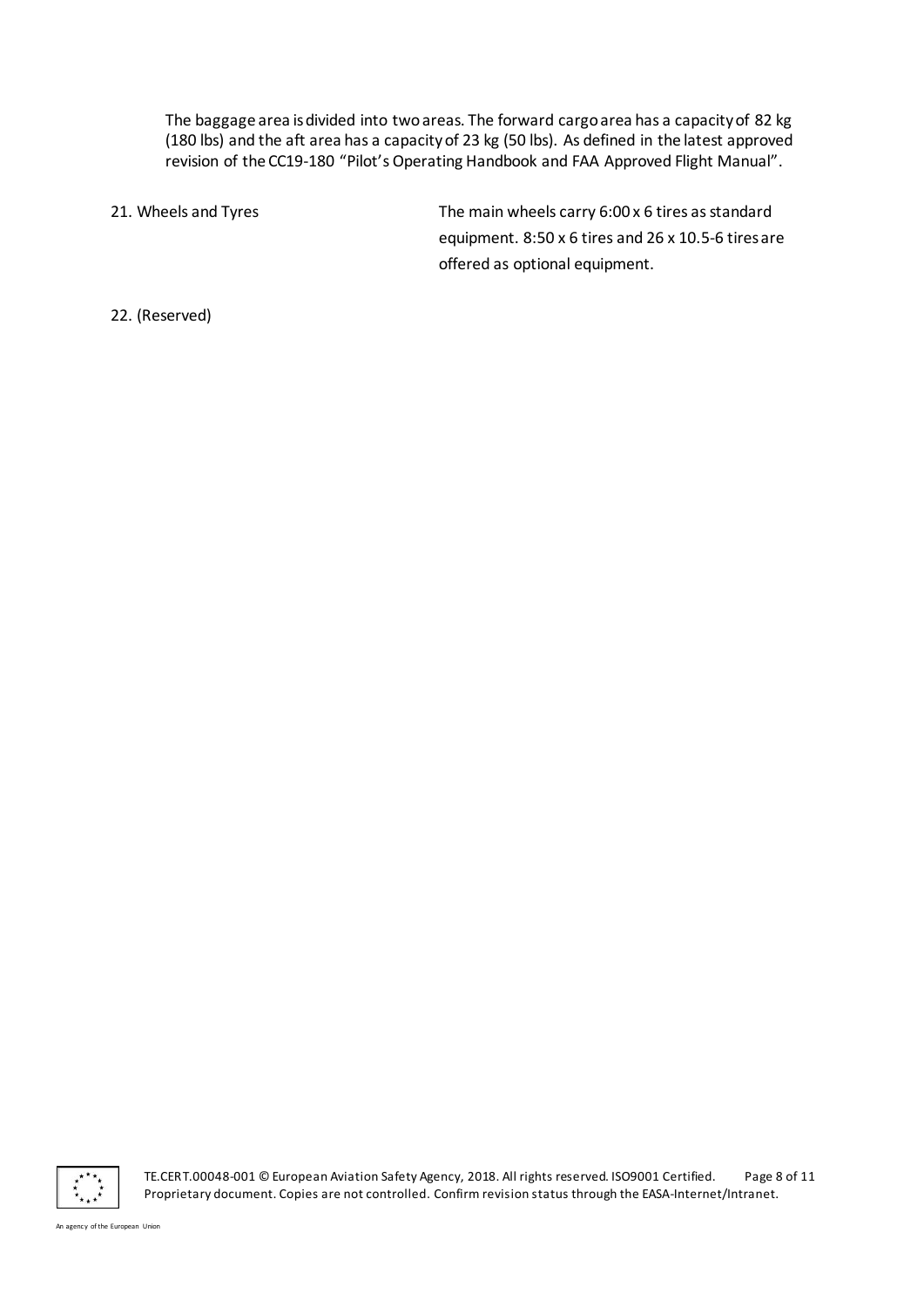The baggage area is divided into two areas. The forward cargo area has a capacity of 82 kg (180 lbs) and the aft area has a capacity of 23 kg (50 lbs). As defined in the latest approved revision of the CC19-180 “Pilot’s Operating Handbook and FAA Approved Flight Manual”.

21. Wheels and Tyres

The main wheels carry 6:00 x 6 tires as standard equipment. 8:50 x 6 tires and 26 x 10.5-6 tires are offered as optional equipment.

22. (Reserved)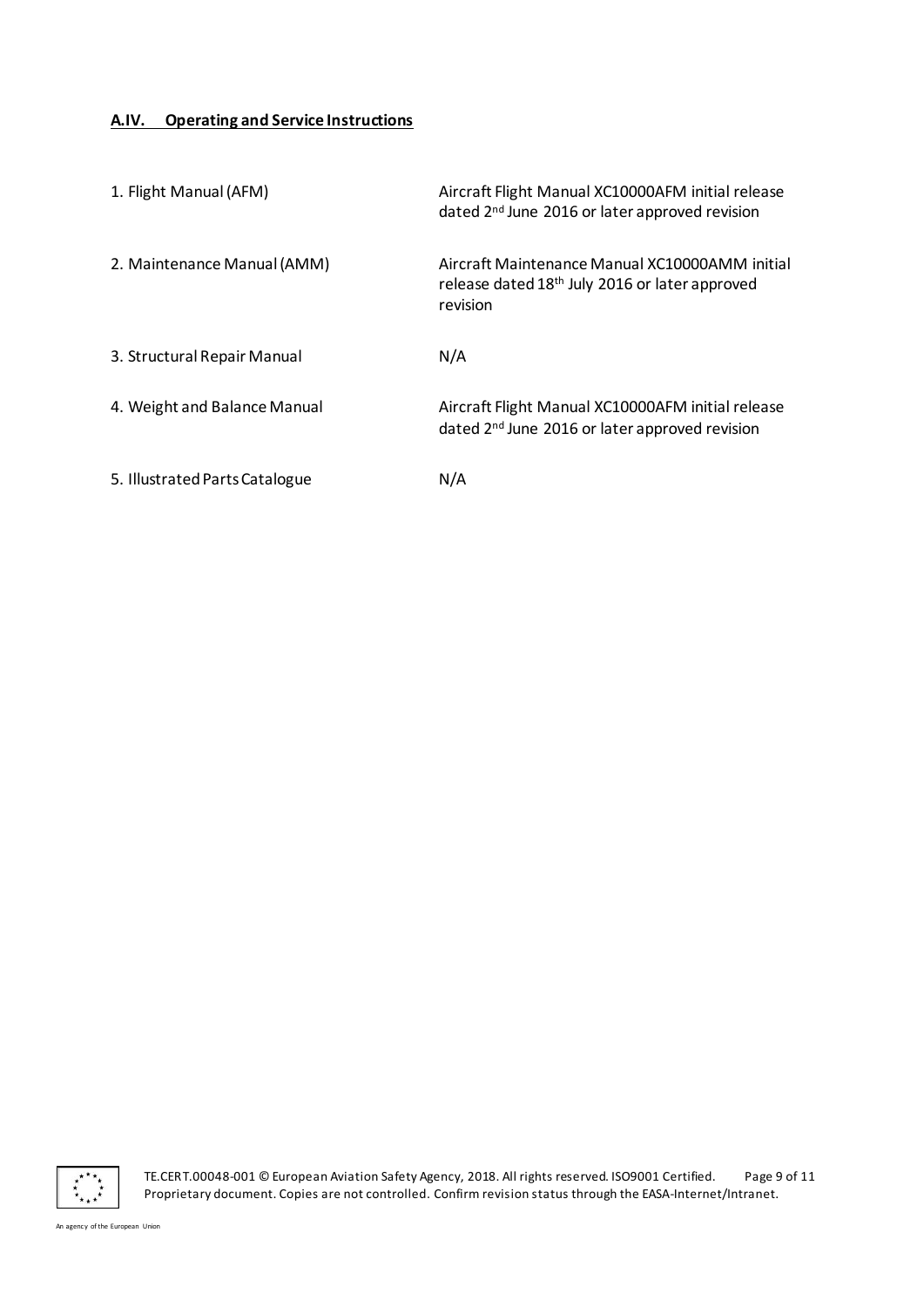## A.IV. Operating and Service Instructions

| | |
|---|---|
| 1. Flight Manual (AFM) | Aircraft Flight Manual XC10000AFM initial release dated 2nd June 2016 or later approved revision |
| 2. Maintenance Manual (AMM) | Aircraft Maintenance Manual XC10000AMM initial release dated 18th July 2016 or later approved revision |
| 3. Structural Repair Manual | N/A |
| 4. Weight and Balance Manual | Aircraft Flight Manual XC10000AFM initial release dated 2nd June 2016 or later approved revision |
| 5. Illustrated Parts Catalogue | N/A |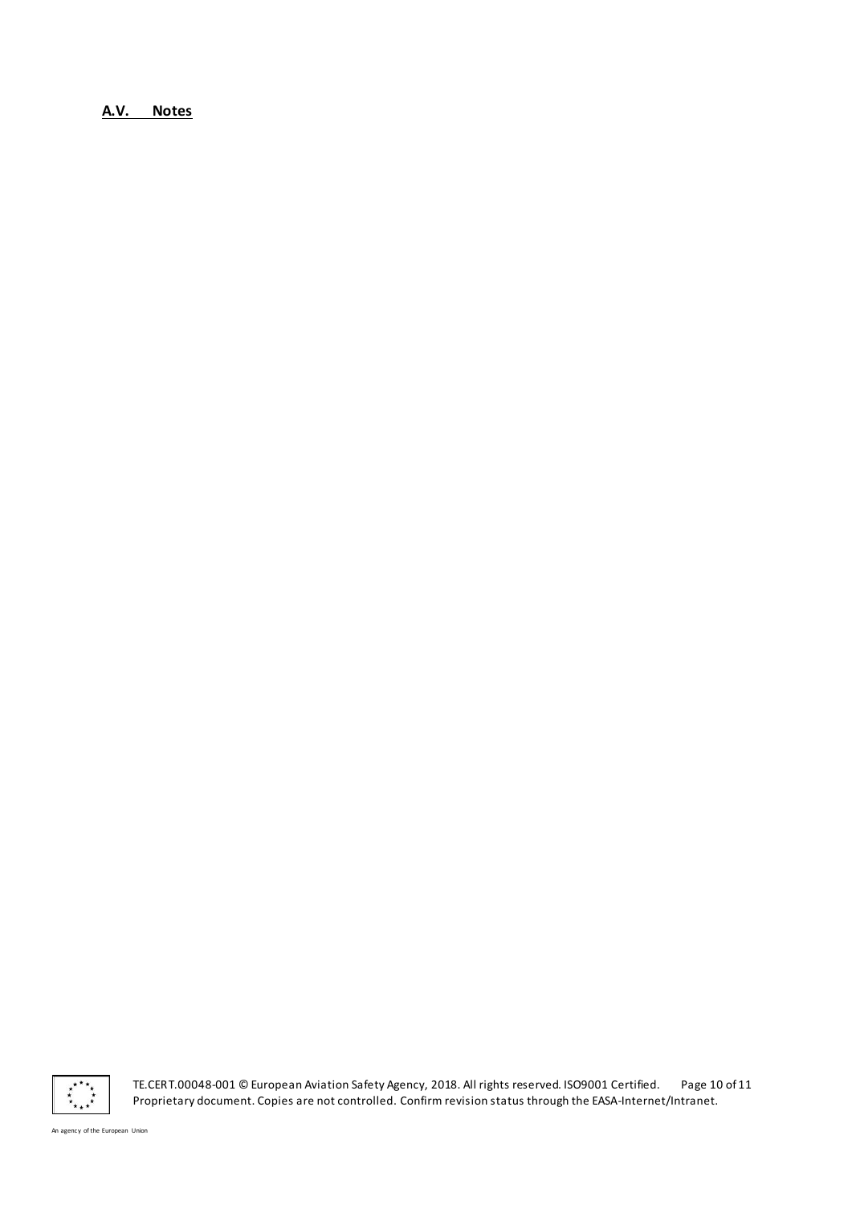## **A.V. Notes**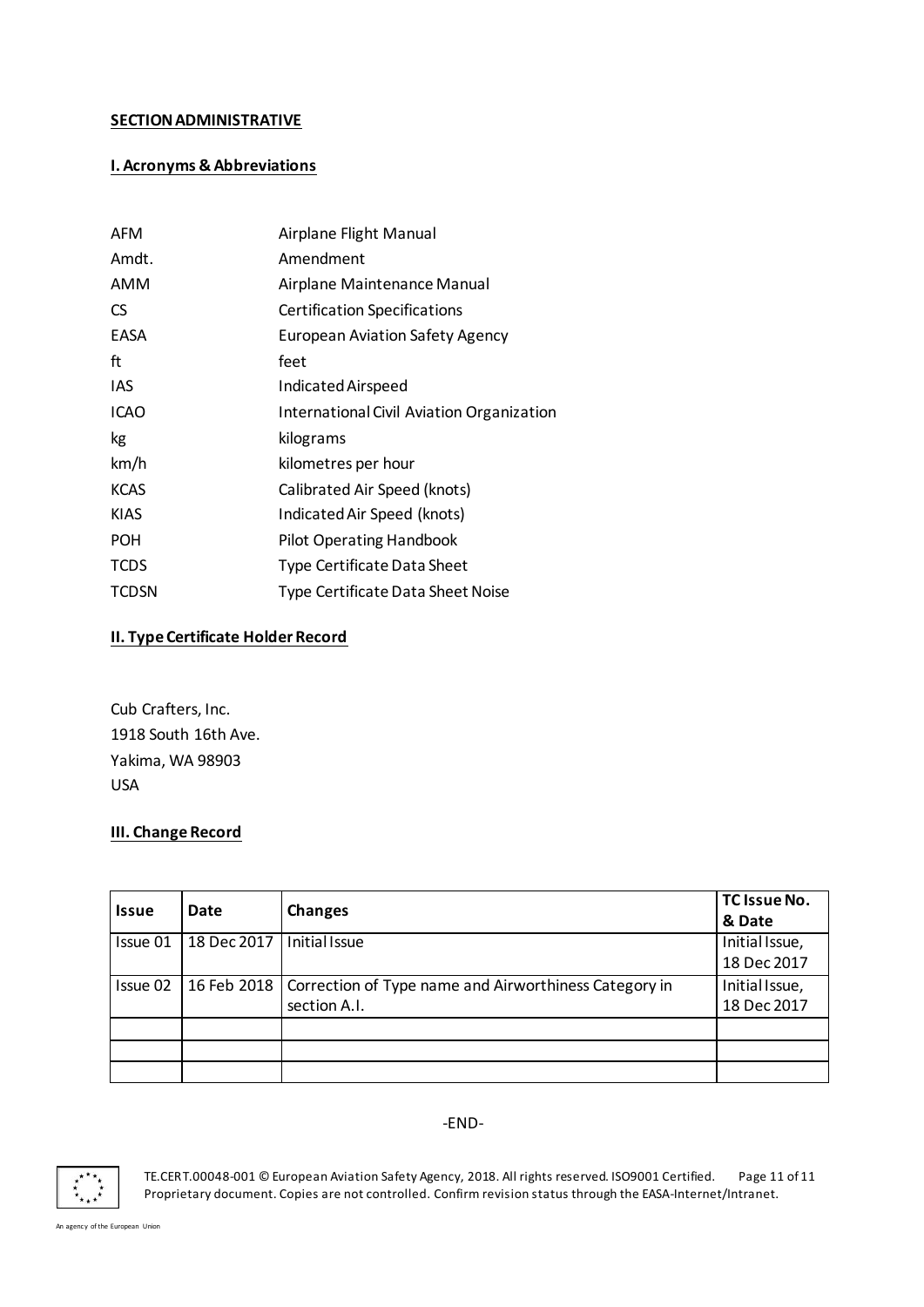**SECTION ADMINISTRATIVE**

**I. Acronyms & Abbreviations**

| | |
|---|---|
| AFM | Airplane Flight Manual |
| Amdt. | Amendment |
| AMM | Airplane Maintenance Manual |
| CS | Certification Specifications |
| EASA | European Aviation Safety Agency |
| ft | feet |
| IAS | Indicated Airspeed |
| ICAO | International Civil Aviation Organization |
| kg | kilograms |
| km/h | kilometres per hour |
| KCAS | Calibrated Air Speed (knots) |
| KIAS | Indicated Air Speed (knots) |
| POH | Pilot Operating Handbook |
| TCDS | Type Certificate Data Sheet |
| TCDSN | Type Certificate Data Sheet Noise |

**II. Type Certificate Holder Record**

Cub Crafters, Inc.
1918 South 16th Ave.
Yakima, WA 98903
USA

**III. Change Record**

| Issue | Date | Changes | TC Issue No. & Date |
|---|---|---|---|
| Issue 01 | 18 Dec 2017 | Initial Issue | Initial Issue, 18 Dec 2017 |
| Issue 02 | 16 Feb 2018 | Correction of Type name and Airworthiness Category in section A.I. | Initial Issue, 18 Dec 2017 |
| | | | |
| | | | |
| | | | |

-END-